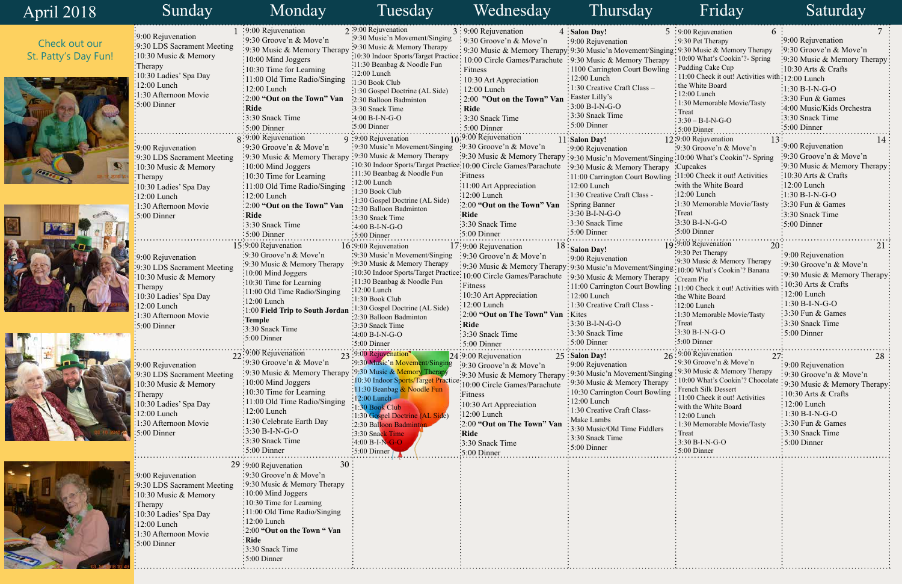# April 2018

Check out our St. Patty's Day Fun!

| Sunday | Monday | Tuesday | Wednesday | Thursday | Friday | Saturday |
|---|---|---|---|---|---|---|
| **1** 9:00 Rejuvenation<br>9:30 LDS Sacrament Meeting<br>10:30 Music & Memory Therapy<br>10:30 Ladies' Spa Day<br>12:00 Lunch<br>1:30 Afternoon Movie<br>5:00 Dinner | **2** 9:00 Rejuvenation<br>9:30 Groove'n & Move'n<br>9:30 Music & Memory Therapy<br>10:00 Mind Joggers<br>10:30 Time for Learning<br>11:00 Old Time Radio/Singing<br>12:00 Lunch<br>2:00 **"Out on the Town" Van Ride**<br>3:30 Snack Time<br>5:00 Dinner | **3** 9:00 Rejuvenation<br>9:30 Music'n Movement/Singing<br>9:30 Music & Memory Therapy<br>10:30 Indoor Sports/Target Practice<br>11:30 Beanbag & Noodle Fun<br>12:00 Lunch<br>1:30 Book Club<br>1:30 Gospel Doctrine (AL Side)<br>2:30 Balloon Badminton<br>3:30 Snack Time<br>4:00 B-I-N-G-O<br>5:00 Dinner | **4** 9:00 Rejuvenation<br>9:30 Groove'n & Move'n<br>9:30 Music & Memory Therapy<br>10:00 Circle Games/Parachute Fitness<br>10:30 Art Appreciation<br>12:00 Lunch<br>2:00 **"Out on the Town" Van Ride**<br>3:30 Snack Time<br>5:00 Dinner | **5** **Salon Day!**<br>9:00 Rejuvenation<br>9:30 Music'n Movement/Singing<br>9:30 Music & Memory Therapy<br>1100 Carrington Court Bowling<br>12:00 Lunch<br>1:30 Creative Craft Class – Easter Lilly's<br>3:00 B-I-N-G-O<br>3:30 Snack Time<br>5:00 Dinner | **6** 9:00 Rejuvenation<br>9:30 Pet Therapy<br>9:30 Music & Memory Therapy<br>10:00 What's Cookin'?- Spring Pudding Cake Cup<br>11:00 Check it out! Activities with the White Board<br>12:00 Lunch<br>1:30 Memorable Movie/Tasty Treat<br>3:30 – B-I-N-G-O<br>5:00 Dinner | **7** 9:00 Rejuvenation<br>9:30 Groove'n & Move'n<br>9:30 Music & Memory Therapy<br>10:30 Arts & Crafts<br>12:00 Lunch<br>1:30 B-I-N-G-O<br>3:30 Fun & Games<br>4:00 Music/Kids Orchestra<br>3:30 Snack Time<br>5:00 Dinner |
| **8** 9:00 Rejuvenation<br>9:30 LDS Sacrament Meeting<br>10:30 Music & Memory Therapy<br>10:30 Ladies' Spa Day<br>12:00 Lunch<br>1:30 Afternoon Movie<br>5:00 Dinner | **9** 9:00 Rejuvenation<br>9:30 Groove'n & Move'n<br>9:30 Music & Memory Therapy<br>10:00 Mind Joggers<br>10:30 Time for Learning<br>11:00 Old Time Radio/Singing<br>12:00 Lunch<br>2:00 **"Out on the Town" Van Ride**<br>3:30 Snack Time<br>5:00 Dinner | **10** 9:00 Rejuvenation<br>9:30 Music'n Movement/Singing<br>9:30 Music & Memory Therapy<br>10:30 Indoor Sports/Target Practice<br>11:30 Beanbag & Noodle Fun<br>12:00 Lunch<br>1:30 Book Club<br>1:30 Gospel Doctrine (AL Side)<br>2:30 Balloon Badminton<br>3:30 Snack Time<br>4:00 B-I-N-G-O<br>5:00 Dinner | **11** 9:00 Rejuvenation<br>9:30 Groove'n & Move'n<br>9:30 Music & Memory Therapy<br>10:00 Circle Games/Parachute Fitness<br>11:00 Art Appreciation<br>12:00 Lunch<br>2:00 **"Out on the Town" Van Ride**<br>3:30 Snack Time<br>5:00 Dinner | **12** **Salon Day!**<br>9:00 Rejuvenation<br>9:30 Music'n Movement/Singing<br>9:30 Music & Memory Therapy<br>11:00 Carrington Court Bowling<br>12:00 Lunch<br>1:30 Creative Craft Class - Spring Banner<br>3:30 B-I-N-G-O<br>3:30 Snack Time<br>5:00 Dinner | **13** 9:00 Rejuvenation<br>9:30 Groove'n & Move'n<br>10:00 What's Cookin'?- Spring Cupcakes<br>11:00 Check it out! Activities with the White Board<br>12:00 Lunch<br>1:30 Memorable Movie/Tasty Treat<br>3:30 B-I-N-G-O<br>5:00 Dinner | **14** 9:00 Rejuvenation<br>9:30 Groove'n & Move'n<br>9:30 Music & Memory Therapy<br>10:30 Arts & Crafts<br>12:00 Lunch<br>1:30 B-I-N-G-O<br>3:30 Fun & Games<br>3:30 Snack Time<br>5:00 Dinner |
| **15** 9:00 Rejuvenation<br>9:30 LDS Sacrament Meeting<br>10:30 Music & Memory Therapy<br>10:30 Ladies' Spa Day<br>12:00 Lunch<br>1:30 Afternoon Movie<br>5:00 Dinner | **16** 9:00 Rejuvenation<br>9:30 Groove'n & Move'n<br>9:30 Music & Memory Therapy<br>10:00 Mind Joggers<br>10:30 Time for Learning<br>11:00 Old Time Radio/Singing<br>12:00 Lunch<br>1:00 **Field Trip to South Jordan Temple**<br>3:30 Snack Time<br>5:00 Dinner | **17** 9:00 Rejuvenation<br>9:30 Music'n Movement/Singing<br>9:30 Music & Memory Therapy<br>10:30 Indoor Sports/Target Practice<br>11:30 Beanbag & Noodle Fun<br>12:00 Lunch<br>1:30 Book Club<br>1:30 Gospel Doctrine (AL Side)<br>2:30 Balloon Badminton<br>3:30 Snack Time<br>4:00 B-I-N-G-O<br>5:00 Dinner | **18** 9:00 Rejuvenation<br>9:30 Groove'n & Move'n<br>9:30 Music & Memory Therapy<br>10:00 Circle Games/Parachute Fitness<br>10:30 Art Appreciation<br>12:00 Lunch<br>2:00 **"Out on The Town" Van Ride**<br>3:30 Snack Time<br>5:00 Dinner | **19** **Salon Day!**<br>9:00 Rejuvenation<br>9:30 Music'n Movement/Singing<br>9:30 Music & Memory Therapy<br>11:00 Carrington Court Bowling<br>12:00 Lunch<br>1:30 Creative Craft Class - Kites<br>3:30 B-I-N-G-O<br>3:30 Snack Time<br>5:00 Dinner | **20** 9:00 Rejuvenation<br>9:30 Pet Therapy<br>9:30 Music & Memory Therapy<br>10:00 What's Cookin'? Banana Cream Pie<br>11:00 Check it out! Activities with the White Board<br>12:00 Lunch<br>1:30 Memorable Movie/Tasty Treat<br>3:30 B-I-N-G-O<br>5:00 Dinner | **21** 9:00 Rejuvenation<br>9:30 Groove'n & Move'n<br>9:30 Music & Memory Therapy<br>10:30 Arts & Crafts<br>12:00 Lunch<br>1:30 B-I-N-G-O<br>3:30 Fun & Games<br>3:30 Snack Time<br>5:00 Dinner |
| **22** 9:00 Rejuvenation<br>9:30 LDS Sacrament Meeting<br>10:30 Music & Memory Therapy<br>10:30 Ladies' Spa Day<br>12:00 Lunch<br>1:30 Afternoon Movie<br>5:00 Dinner | **23** 9:00 Rejuvenation<br>9:30 Groove'n & Move'n<br>9:30 Music & Memory Therapy<br>10:00 Mind Joggers<br>10:30 Time for Learning<br>11:00 Old Time Radio/Singing<br>12:00 Lunch<br>1:30 Celebrate Earth Day<br>3:30 B-I-N-G-O<br>3:30 Snack Time<br>5:00 Dinner | **24** 9:00 Rejuvenation<br>9:30 Music'n Movement/Singing<br>9:30 Music & Memory Therapy<br>10:30 Indoor Sports/Target Practice<br>11:30 Beanbag & Noodle Fun<br>12:00 Lunch<br>1:30 Book Club<br>1:30 Gospel Doctrine (AL Side)<br>2:30 Balloon Badminton<br>3:30 Snack Time<br>4:00 B-I-N-G-O<br>5:00 Dinner | **25** 9:00 Rejuvenation<br>9:30 Groove'n & Move'n<br>9:30 Music & Memory Therapy<br>10:00 Circle Games/Parachute Fitness<br>10:30 Art Appreciation<br>12:00 Lunch<br>2:00 **"Out on The Town" Van Ride**<br>3:30 Snack Time<br>5:00 Dinner | **26** **Salon Day!**<br>9:00 Rejuvenation<br>9:30 Music'n Movement/Singing<br>9:30 Music & Memory Therapy<br>10:30 Carrington Court Bowling<br>12:00 Lunch<br>1:30 Creative Craft Class- Make Lambs<br>3:30 Music/Old Time Fiddlers<br>3:30 Snack Time<br>5:00 Dinner | **27** 9:00 Rejuvenation<br>9:30 Groove'n & Move'n<br>9:30 Music & Memory Therapy<br>10:00 What's Cookin'? Chocolate French Silk Dessert<br>11:00 Check it out! Activities with the White Board<br>12:00 Lunch<br>1:30 Memorable Movie/Tasty Treat<br>3:30 B-I-N-G-O<br>5:00 Dinner | **28** 9:00 Rejuvenation<br>9:30 Groove'n & Move'n<br>9:30 Music & Memory Therapy<br>10:30 Arts & Crafts<br>12:00 Lunch<br>1:30 B-I-N-G-O<br>3:30 Fun & Games<br>3:30 Snack Time<br>5:00 Dinner |
| **29** 9:00 Rejuvenation<br>9:30 LDS Sacrament Meeting<br>10:30 Music & Memory Therapy<br>10:30 Ladies' Spa Day<br>12:00 Lunch<br>1:30 Afternoon Movie<br>5:00 Dinner | **30** 9:00 Rejuvenation<br>9:30 Groove'n & Move'n<br>9:30 Music & Memory Therapy<br>10:00 Mind Joggers<br>10:30 Time for Learning<br>11:00 Old Time Radio/Singing<br>12:00 Lunch<br>2:00 **"Out on the Town " Van Ride**<br>3:30 Snack Time<br>5:00 Dinner | | | | | |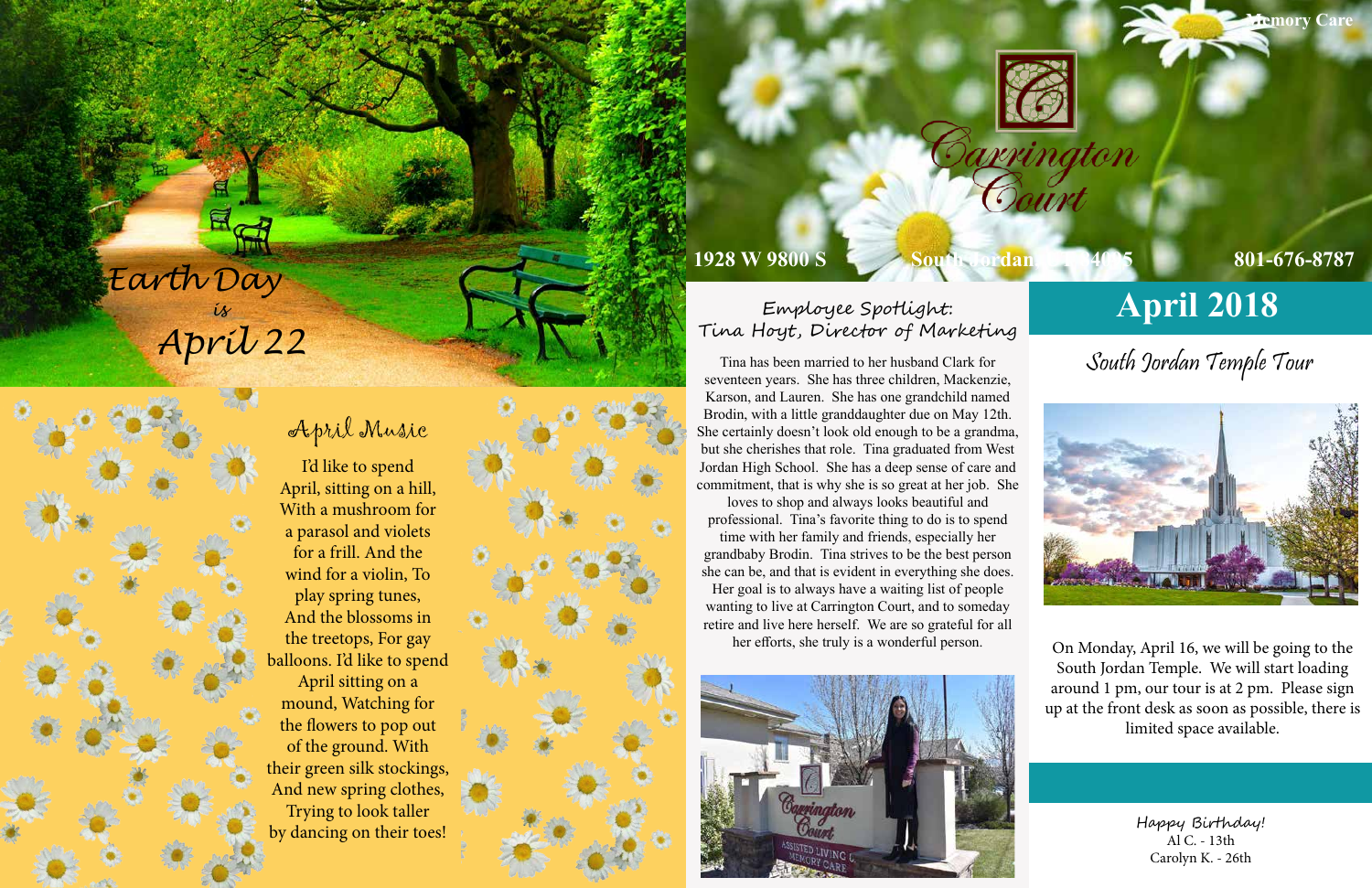# Earth Day is April 22

Memory Care

Carrington Court

1928 W 9800 S South Jordan, UT 84095 801-676-8787

## April 2018

## April Music

I'd like to spend April, sitting on a hill, With a mushroom for a parasol and violets for a frill. And the wind for a violin, To play spring tunes, And the blossoms in the treetops, For gay balloons. I'd like to spend April sitting on a mound, Watching for the flowers to pop out of the ground. With their green silk stockings, And new spring clothes, Trying to look taller by dancing on their toes!

## Employee Spotlight: Tina Hoyt, Director of Marketing

Tina has been married to her husband Clark for seventeen years. She has three children, Mackenzie, Karson, and Lauren. She has one grandchild named Brodin, with a little granddaughter due on May 12th. She certainly doesn't look old enough to be a grandma, but she cherishes that role. Tina graduated from West Jordan High School. She has a deep sense of care and commitment, that is why she is so great at her job. She loves to shop and always looks beautiful and professional. Tina's favorite thing to do is to spend time with her family and friends, especially her grandbaby Brodin. Tina strives to be the best person she can be, and that is evident in everything she does. Her goal is to always have a waiting list of people wanting to live at Carrington Court, and to someday retire and live here herself. We are so grateful for all her efforts, she truly is a wonderful person.

## South Jordan Temple Tour

On Monday, April 16, we will be going to the South Jordan Temple. We will start loading around 1 pm, our tour is at 2 pm. Please sign up at the front desk as soon as possible, there is limited space available.

*Happy Birthday!*

Al C. - 13th

Carolyn K. - 26th